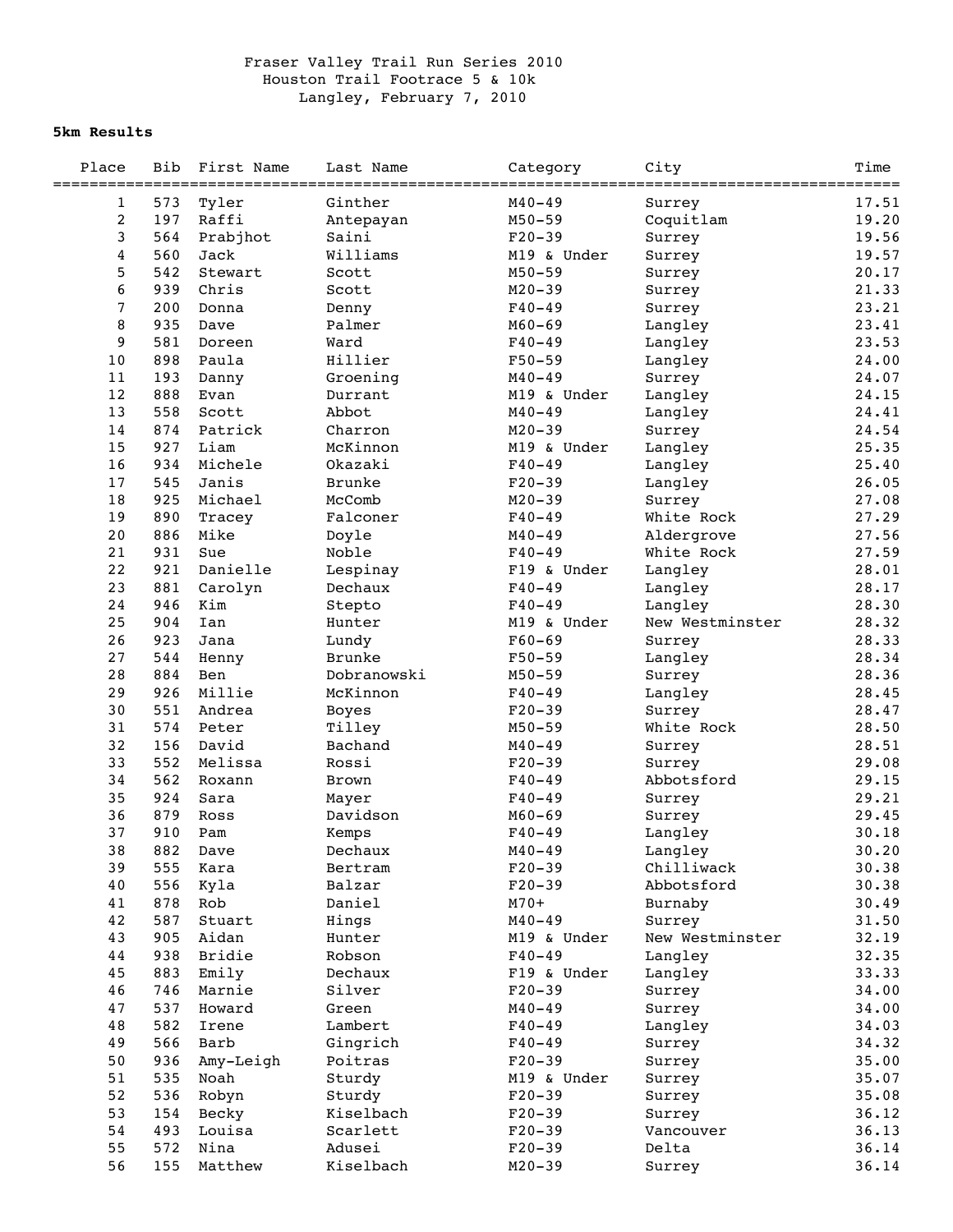Fraser Valley Trail Run Series 2010
Houston Trail Footrace 5 & 10k
Langley, February 7, 2010

**5km Results**

| Place | Bib | First Name | Last Name | Category | City | Time |
|---|---|---|---|---|---|---|
| 1 | 573 | Tyler | Ginther | M40-49 | Surrey | 17.51 |
| 2 | 197 | Raffi | Antepayan | M50-59 | Coquitlam | 19.20 |
| 3 | 564 | Prabjhot | Saini | F20-39 | Surrey | 19.56 |
| 4 | 560 | Jack | Williams | M19 & Under | Surrey | 19.57 |
| 5 | 542 | Stewart | Scott | M50-59 | Surrey | 20.17 |
| 6 | 939 | Chris | Scott | M20-39 | Surrey | 21.33 |
| 7 | 200 | Donna | Denny | F40-49 | Surrey | 23.21 |
| 8 | 935 | Dave | Palmer | M60-69 | Langley | 23.41 |
| 9 | 581 | Doreen | Ward | F40-49 | Langley | 23.53 |
| 10 | 898 | Paula | Hillier | F50-59 | Langley | 24.00 |
| 11 | 193 | Danny | Groening | M40-49 | Surrey | 24.07 |
| 12 | 888 | Evan | Durrant | M19 & Under | Langley | 24.15 |
| 13 | 558 | Scott | Abbot | M40-49 | Langley | 24.41 |
| 14 | 874 | Patrick | Charron | M20-39 | Surrey | 24.54 |
| 15 | 927 | Liam | McKinnon | M19 & Under | Langley | 25.35 |
| 16 | 934 | Michele | Okazaki | F40-49 | Langley | 25.40 |
| 17 | 545 | Janis | Brunke | F20-39 | Langley | 26.05 |
| 18 | 925 | Michael | McComb | M20-39 | Surrey | 27.08 |
| 19 | 890 | Tracey | Falconer | F40-49 | White Rock | 27.29 |
| 20 | 886 | Mike | Doyle | M40-49 | Aldergrove | 27.56 |
| 21 | 931 | Sue | Noble | F40-49 | White Rock | 27.59 |
| 22 | 921 | Danielle | Lespinay | F19 & Under | Langley | 28.01 |
| 23 | 881 | Carolyn | Dechaux | F40-49 | Langley | 28.17 |
| 24 | 946 | Kim | Stepto | F40-49 | Langley | 28.30 |
| 25 | 904 | Ian | Hunter | M19 & Under | New Westminster | 28.32 |
| 26 | 923 | Jana | Lundy | F60-69 | Surrey | 28.33 |
| 27 | 544 | Henny | Brunke | F50-59 | Langley | 28.34 |
| 28 | 884 | Ben | Dobranowski | M50-59 | Surrey | 28.36 |
| 29 | 926 | Millie | McKinnon | F40-49 | Langley | 28.45 |
| 30 | 551 | Andrea | Boyes | F20-39 | Surrey | 28.47 |
| 31 | 574 | Peter | Tilley | M50-59 | White Rock | 28.50 |
| 32 | 156 | David | Bachand | M40-49 | Surrey | 28.51 |
| 33 | 552 | Melissa | Rossi | F20-39 | Surrey | 29.08 |
| 34 | 562 | Roxann | Brown | F40-49 | Abbotsford | 29.15 |
| 35 | 924 | Sara | Mayer | F40-49 | Surrey | 29.21 |
| 36 | 879 | Ross | Davidson | M60-69 | Surrey | 29.45 |
| 37 | 910 | Pam | Kemps | F40-49 | Langley | 30.18 |
| 38 | 882 | Dave | Dechaux | M40-49 | Langley | 30.20 |
| 39 | 555 | Kara | Bertram | F20-39 | Chilliwack | 30.38 |
| 40 | 556 | Kyla | Balzar | F20-39 | Abbotsford | 30.38 |
| 41 | 878 | Rob | Daniel | M70+ | Burnaby | 30.49 |
| 42 | 587 | Stuart | Hings | M40-49 | Surrey | 31.50 |
| 43 | 905 | Aidan | Hunter | M19 & Under | New Westminster | 32.19 |
| 44 | 938 | Bridie | Robson | F40-49 | Langley | 32.35 |
| 45 | 883 | Emily | Dechaux | F19 & Under | Langley | 33.33 |
| 46 | 746 | Marnie | Silver | F20-39 | Surrey | 34.00 |
| 47 | 537 | Howard | Green | M40-49 | Surrey | 34.00 |
| 48 | 582 | Irene | Lambert | F40-49 | Langley | 34.03 |
| 49 | 566 | Barb | Gingrich | F40-49 | Surrey | 34.32 |
| 50 | 936 | Amy-Leigh | Poitras | F20-39 | Surrey | 35.00 |
| 51 | 535 | Noah | Sturdy | M19 & Under | Surrey | 35.07 |
| 52 | 536 | Robyn | Sturdy | F20-39 | Surrey | 35.08 |
| 53 | 154 | Becky | Kiselbach | F20-39 | Surrey | 36.12 |
| 54 | 493 | Louisa | Scarlett | F20-39 | Vancouver | 36.13 |
| 55 | 572 | Nina | Adusei | F20-39 | Delta | 36.14 |
| 56 | 155 | Matthew | Kiselbach | M20-39 | Surrey | 36.14 |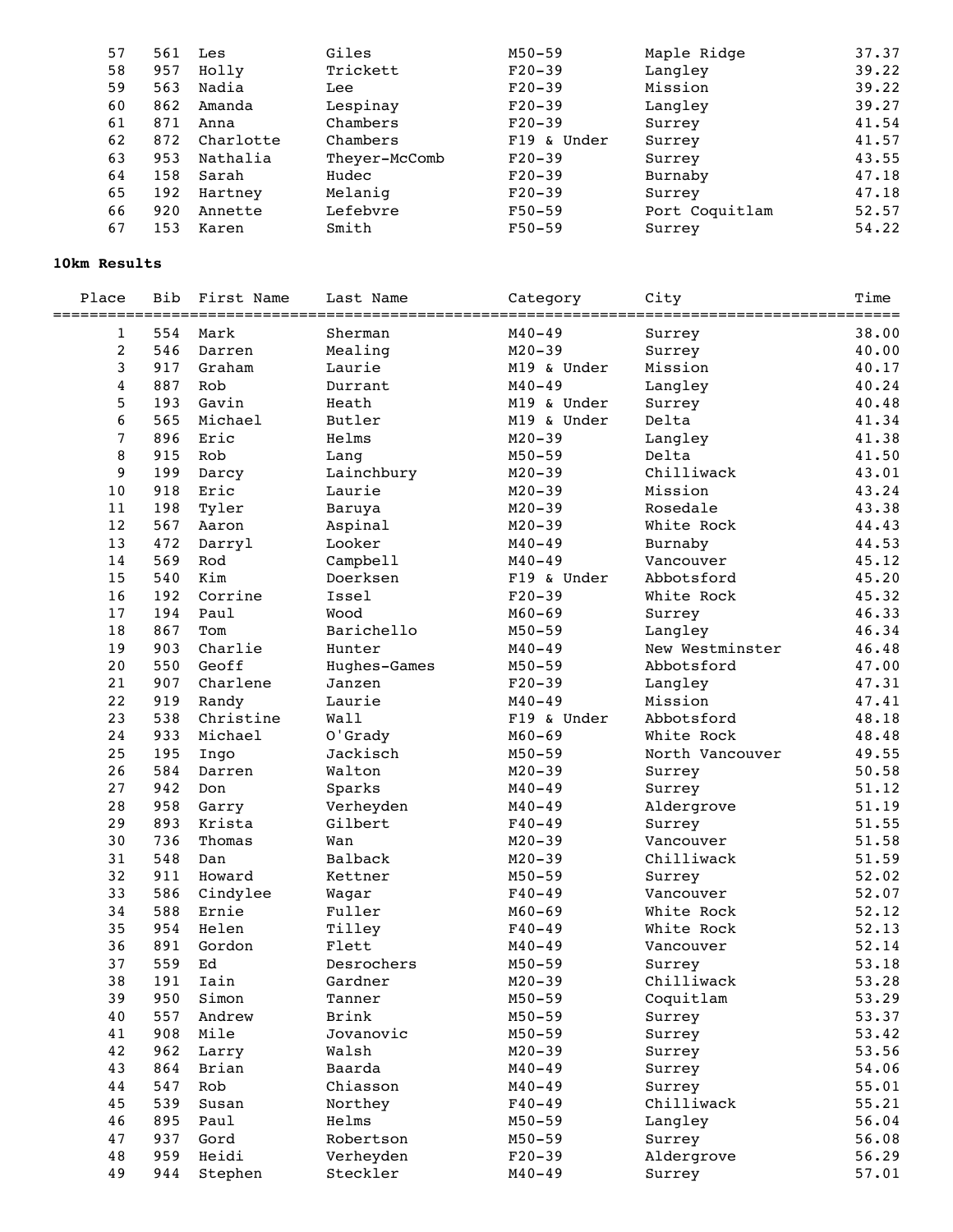| | | | | | | |
|---|---|---|---|---|---|---|
| 57 | 561 | Les | Giles | M50-59 | Maple Ridge | 37.37 |
| 58 | 957 | Holly | Trickett | F20-39 | Langley | 39.22 |
| 59 | 563 | Nadia | Lee | F20-39 | Mission | 39.22 |
| 60 | 862 | Amanda | Lespinay | F20-39 | Langley | 39.27 |
| 61 | 871 | Anna | Chambers | F20-39 | Surrey | 41.54 |
| 62 | 872 | Charlotte | Chambers | F19 & Under | Surrey | 41.57 |
| 63 | 953 | Nathalia | Theyer-McComb | F20-39 | Surrey | 43.55 |
| 64 | 158 | Sarah | Hudec | F20-39 | Burnaby | 47.18 |
| 65 | 192 | Hartney | Melanig | F20-39 | Surrey | 47.18 |
| 66 | 920 | Annette | Lefebvre | F50-59 | Port Coquitlam | 52.57 |
| 67 | 153 | Karen | Smith | F50-59 | Surrey | 54.22 |

**10km Results**

| Place | Bib | First Name | Last Name | Category | City | Time |
|---|---|---|---|---|---|---|
| 1 | 554 | Mark | Sherman | M40-49 | Surrey | 38.00 |
| 2 | 546 | Darren | Mealing | M20-39 | Surrey | 40.00 |
| 3 | 917 | Graham | Laurie | M19 & Under | Mission | 40.17 |
| 4 | 887 | Rob | Durrant | M40-49 | Langley | 40.24 |
| 5 | 193 | Gavin | Heath | M19 & Under | Surrey | 40.48 |
| 6 | 565 | Michael | Butler | M19 & Under | Delta | 41.34 |
| 7 | 896 | Eric | Helms | M20-39 | Langley | 41.38 |
| 8 | 915 | Rob | Lang | M50-59 | Delta | 41.50 |
| 9 | 199 | Darcy | Lainchbury | M20-39 | Chilliwack | 43.01 |
| 10 | 918 | Eric | Laurie | M20-39 | Mission | 43.24 |
| 11 | 198 | Tyler | Baruya | M20-39 | Rosedale | 43.38 |
| 12 | 567 | Aaron | Aspinal | M20-39 | White Rock | 44.43 |
| 13 | 472 | Darryl | Looker | M40-49 | Burnaby | 44.53 |
| 14 | 569 | Rod | Campbell | M40-49 | Vancouver | 45.12 |
| 15 | 540 | Kim | Doerksen | F19 & Under | Abbotsford | 45.20 |
| 16 | 192 | Corrine | Issel | F20-39 | White Rock | 45.32 |
| 17 | 194 | Paul | Wood | M60-69 | Surrey | 46.33 |
| 18 | 867 | Tom | Barichello | M50-59 | Langley | 46.34 |
| 19 | 903 | Charlie | Hunter | M40-49 | New Westminster | 46.48 |
| 20 | 550 | Geoff | Hughes-Games | M50-59 | Abbotsford | 47.00 |
| 21 | 907 | Charlene | Janzen | F20-39 | Langley | 47.31 |
| 22 | 919 | Randy | Laurie | M40-49 | Mission | 47.41 |
| 23 | 538 | Christine | Wall | F19 & Under | Abbotsford | 48.18 |
| 24 | 933 | Michael | O'Grady | M60-69 | White Rock | 48.48 |
| 25 | 195 | Ingo | Jackisch | M50-59 | North Vancouver | 49.55 |
| 26 | 584 | Darren | Walton | M20-39 | Surrey | 50.58 |
| 27 | 942 | Don | Sparks | M40-49 | Surrey | 51.12 |
| 28 | 958 | Garry | Verheyden | M40-49 | Aldergrove | 51.19 |
| 29 | 893 | Krista | Gilbert | F40-49 | Surrey | 51.55 |
| 30 | 736 | Thomas | Wan | M20-39 | Vancouver | 51.58 |
| 31 | 548 | Dan | Balback | M20-39 | Chilliwack | 51.59 |
| 32 | 911 | Howard | Kettner | M50-59 | Surrey | 52.02 |
| 33 | 586 | Cindylee | Wagar | F40-49 | Vancouver | 52.07 |
| 34 | 588 | Ernie | Fuller | M60-69 | White Rock | 52.12 |
| 35 | 954 | Helen | Tilley | F40-49 | White Rock | 52.13 |
| 36 | 891 | Gordon | Flett | M40-49 | Vancouver | 52.14 |
| 37 | 559 | Ed | Desrochers | M50-59 | Surrey | 53.18 |
| 38 | 191 | Iain | Gardner | M20-39 | Chilliwack | 53.28 |
| 39 | 950 | Simon | Tanner | M50-59 | Coquitlam | 53.29 |
| 40 | 557 | Andrew | Brink | M50-59 | Surrey | 53.37 |
| 41 | 908 | Mile | Jovanovic | M50-59 | Surrey | 53.42 |
| 42 | 962 | Larry | Walsh | M20-39 | Surrey | 53.56 |
| 43 | 864 | Brian | Baarda | M40-49 | Surrey | 54.06 |
| 44 | 547 | Rob | Chiasson | M40-49 | Surrey | 55.01 |
| 45 | 539 | Susan | Northey | F40-49 | Chilliwack | 55.21 |
| 46 | 895 | Paul | Helms | M50-59 | Langley | 56.04 |
| 47 | 937 | Gord | Robertson | M50-59 | Surrey | 56.08 |
| 48 | 959 | Heidi | Verheyden | F20-39 | Aldergrove | 56.29 |
| 49 | 944 | Stephen | Steckler | M40-49 | Surrey | 57.01 |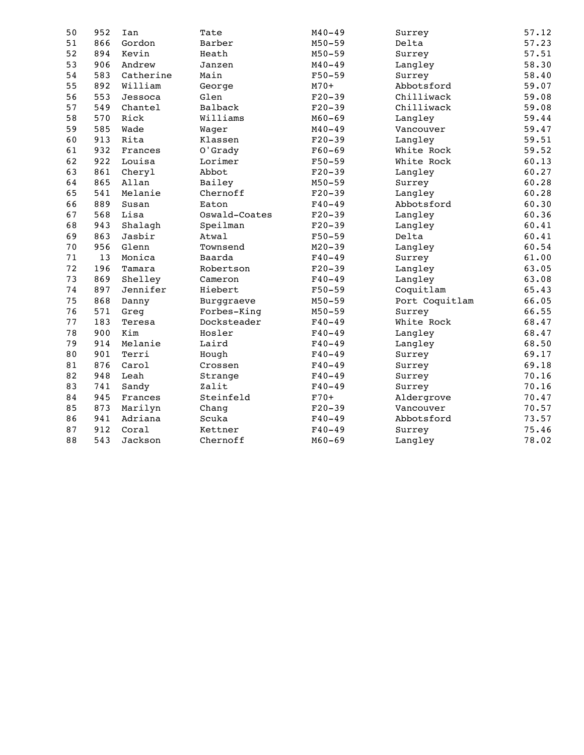| | | | | | | |
|---|---|---|---|---|---|---|
| 50 | 952 | Ian | Tate | M40-49 | Surrey | 57.12 |
| 51 | 866 | Gordon | Barber | M50-59 | Delta | 57.23 |
| 52 | 894 | Kevin | Heath | M50-59 | Surrey | 57.51 |
| 53 | 906 | Andrew | Janzen | M40-49 | Langley | 58.30 |
| 54 | 583 | Catherine | Main | F50-59 | Surrey | 58.40 |
| 55 | 892 | William | George | M70+ | Abbotsford | 59.07 |
| 56 | 553 | Jessoca | Glen | F20-39 | Chilliwack | 59.08 |
| 57 | 549 | Chantel | Balback | F20-39 | Chilliwack | 59.08 |
| 58 | 570 | Rick | Williams | M60-69 | Langley | 59.44 |
| 59 | 585 | Wade | Wager | M40-49 | Vancouver | 59.47 |
| 60 | 913 | Rita | Klassen | F20-39 | Langley | 59.51 |
| 61 | 932 | Frances | O'Grady | F60-69 | White Rock | 59.52 |
| 62 | 922 | Louisa | Lorimer | F50-59 | White Rock | 60.13 |
| 63 | 861 | Cheryl | Abbot | F20-39 | Langley | 60.27 |
| 64 | 865 | Allan | Bailey | M50-59 | Surrey | 60.28 |
| 65 | 541 | Melanie | Chernoff | F20-39 | Langley | 60.28 |
| 66 | 889 | Susan | Eaton | F40-49 | Abbotsford | 60.30 |
| 67 | 568 | Lisa | Oswald-Coates | F20-39 | Langley | 60.36 |
| 68 | 943 | Shalagh | Speilman | F20-39 | Langley | 60.41 |
| 69 | 863 | Jasbir | Atwal | F50-59 | Delta | 60.41 |
| 70 | 956 | Glenn | Townsend | M20-39 | Langley | 60.54 |
| 71 | 13 | Monica | Baarda | F40-49 | Surrey | 61.00 |
| 72 | 196 | Tamara | Robertson | F20-39 | Langley | 63.05 |
| 73 | 869 | Shelley | Cameron | F40-49 | Langley | 63.08 |
| 74 | 897 | Jennifer | Hiebert | F50-59 | Coquitlam | 65.43 |
| 75 | 868 | Danny | Burggraeve | M50-59 | Port Coquitlam | 66.05 |
| 76 | 571 | Greg | Forbes-King | M50-59 | Surrey | 66.55 |
| 77 | 183 | Teresa | Docksteader | F40-49 | White Rock | 68.47 |
| 78 | 900 | Kim | Hosler | F40-49 | Langley | 68.47 |
| 79 | 914 | Melanie | Laird | F40-49 | Langley | 68.50 |
| 80 | 901 | Terri | Hough | F40-49 | Surrey | 69.17 |
| 81 | 876 | Carol | Crossen | F40-49 | Surrey | 69.18 |
| 82 | 948 | Leah | Strange | F40-49 | Surrey | 70.16 |
| 83 | 741 | Sandy | Zalit | F40-49 | Surrey | 70.16 |
| 84 | 945 | Frances | Steinfeld | F70+ | Aldergrove | 70.47 |
| 85 | 873 | Marilyn | Chang | F20-39 | Vancouver | 70.57 |
| 86 | 941 | Adriana | Scuka | F40-49 | Abbotsford | 73.57 |
| 87 | 912 | Coral | Kettner | F40-49 | Surrey | 75.46 |
| 88 | 543 | Jackson | Chernoff | M60-69 | Langley | 78.02 |